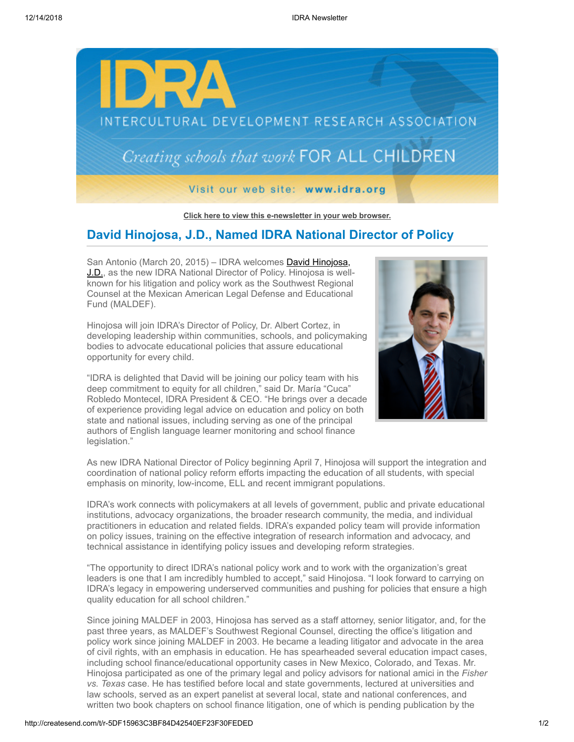Click here to view this e-newsletter in your web browser.

## David Hinojosa, J.D., Named IDRA National Director of Policy

San Antonio (March 20, 2015) – IDRA welcomes David Hinojosa, J.D., as the new IDRA National Director of Policy. Hinojosa is well-known for his litigation and policy work as the Southwest Regional Counsel at the Mexican American Legal Defense and Educational Fund (MALDEF).

Hinojosa will join IDRA's Director of Policy, Dr. Albert Cortez, in developing leadership within communities, schools, and policymaking bodies to advocate educational policies that assure educational opportunity for every child.

"IDRA is delighted that David will be joining our policy team with his deep commitment to equity for all children," said Dr. María "Cuca" Robledo Montecel, IDRA President & CEO. "He brings over a decade of experience providing legal advice on education and policy on both state and national issues, including serving as one of the principal authors of English language learner monitoring and school finance legislation."

As new IDRA National Director of Policy beginning April 7, Hinojosa will support the integration and coordination of national policy reform efforts impacting the education of all students, with special emphasis on minority, low-income, ELL and recent immigrant populations.

IDRA's work connects with policymakers at all levels of government, public and private educational institutions, advocacy organizations, the broader research community, the media, and individual practitioners in education and related fields. IDRA's expanded policy team will provide information on policy issues, training on the effective integration of research information and advocacy, and technical assistance in identifying policy issues and developing reform strategies.

"The opportunity to direct IDRA's national policy work and to work with the organization's great leaders is one that I am incredibly humbled to accept," said Hinojosa. "I look forward to carrying on IDRA's legacy in empowering underserved communities and pushing for policies that ensure a high quality education for all school children."

Since joining MALDEF in 2003, Hinojosa has served as a staff attorney, senior litigator, and, for the past three years, as MALDEF's Southwest Regional Counsel, directing the office's litigation and policy work since joining MALDEF in 2003. He became a leading litigator and advocate in the area of civil rights, with an emphasis in education. He has spearheaded several education impact cases, including school finance/educational opportunity cases in New Mexico, Colorado, and Texas. Mr. Hinojosa participated as one of the primary legal and policy advisors for national amici in the *Fisher vs. Texas* case. He has testified before local and state governments, lectured at universities and law schools, served as an expert panelist at several local, state and national conferences, and written two book chapters on school finance litigation, one of which is pending publication by the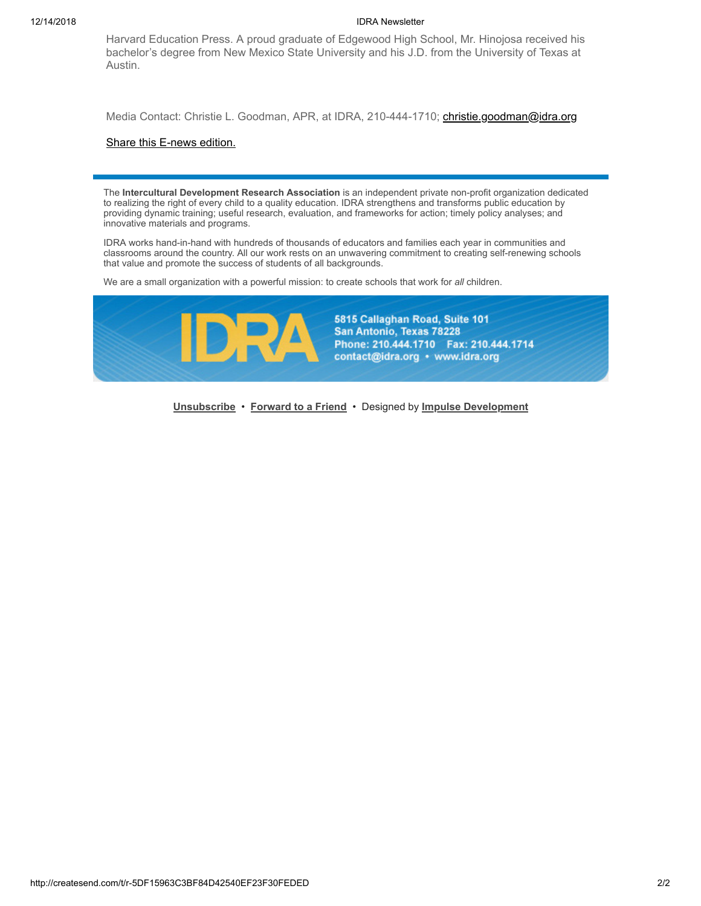Harvard Education Press. A proud graduate of Edgewood High School, Mr. Hinojosa received his bachelor's degree from New Mexico State University and his J.D. from the University of Texas at Austin.

Media Contact: Christie L. Goodman, APR, at IDRA, 210-444-1710; christie.goodman@idra.org

Share this E-news edition.

The **Intercultural Development Research Association** is an independent private non-profit organization dedicated to realizing the right of every child to a quality education. IDRA strengthens and transforms public education by providing dynamic training; useful research, evaluation, and frameworks for action; timely policy analyses; and innovative materials and programs.

IDRA works hand-in-hand with hundreds of thousands of educators and families each year in communities and classrooms around the country. All our work rests on an unwavering commitment to creating self-renewing schools that value and promote the success of students of all backgrounds.

We are a small organization with a powerful mission: to create schools that work for *all* children.

IDRA

5815 Callaghan Road, Suite 101
San Antonio, Texas 78228
Phone: 210.444.1710 Fax: 210.444.1714
contact@idra.org • www.idra.org

Unsubscribe • Forward to a Friend • Designed by Impulse Development